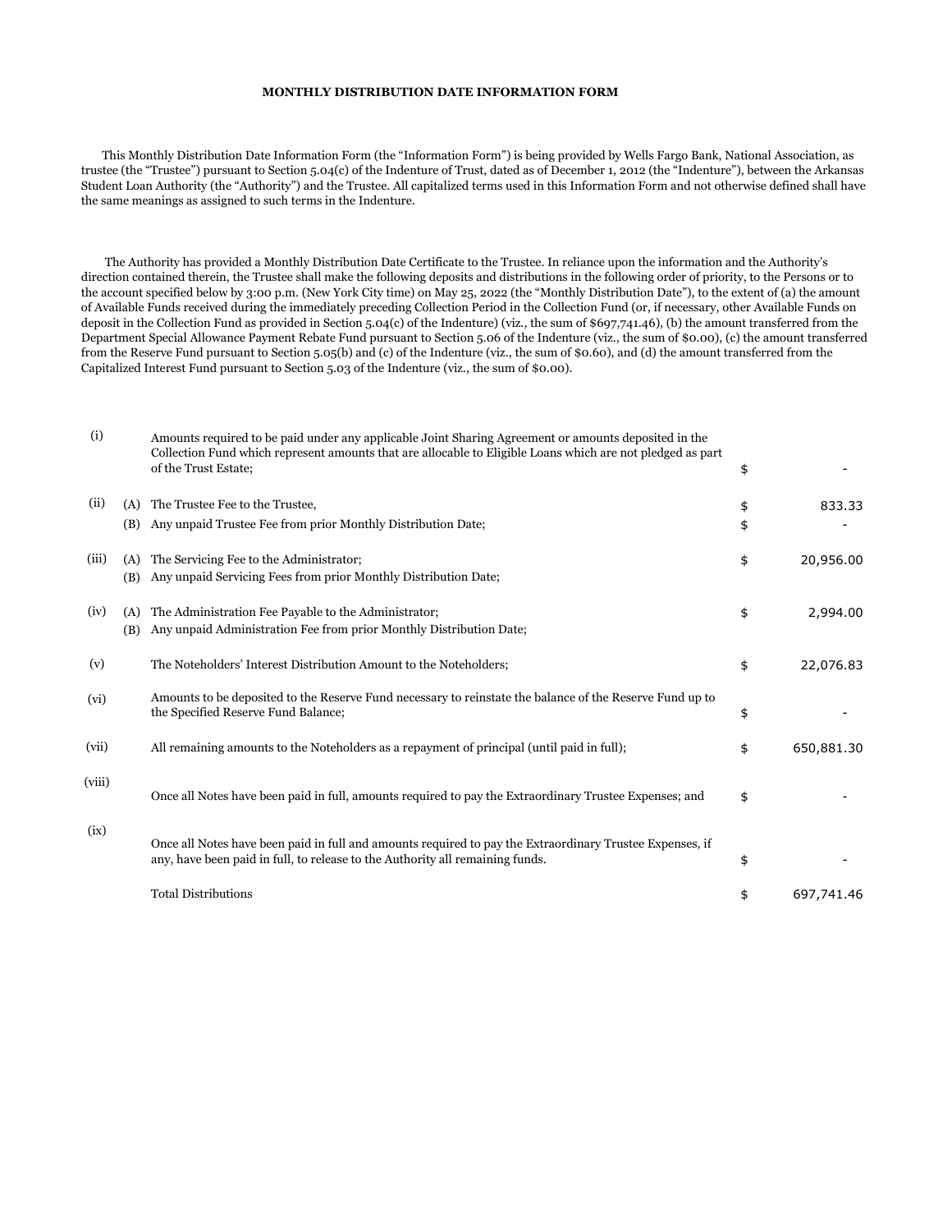**MONTHLY DISTRIBUTION DATE INFORMATION FORM**

This Monthly Distribution Date Information Form (the "Information Form") is being provided by Wells Fargo Bank, National Association, as trustee (the "Trustee") pursuant to Section 5.04(c) of the Indenture of Trust, dated as of December 1, 2012 (the "Indenture"), between the Arkansas Student Loan Authority (the "Authority") and the Trustee. All capitalized terms used in this Information Form and not otherwise defined shall have the same meanings as assigned to such terms in the Indenture.

The Authority has provided a Monthly Distribution Date Certificate to the Trustee. In reliance upon the information and the Authority's direction contained therein, the Trustee shall make the following deposits and distributions in the following order of priority, to the Persons or to the account specified below by 3:00 p.m. (New York City time) on May 25, 2022 (the "Monthly Distribution Date"), to the extent of (a) the amount of Available Funds received during the immediately preceding Collection Period in the Collection Fund (or, if necessary, other Available Funds on deposit in the Collection Fund as provided in Section 5.04(c) of the Indenture) (viz., the sum of $697,741.46), (b) the amount transferred from the Department Special Allowance Payment Rebate Fund pursuant to Section 5.06 of the Indenture (viz., the sum of $0.00), (c) the amount transferred from the Reserve Fund pursuant to Section 5.05(b) and (c) of the Indenture (viz., the sum of $0.60), and (d) the amount transferred from the Capitalized Interest Fund pursuant to Section 5.03 of the Indenture (viz., the sum of $0.00).

| | | | | |
|---|---|---|---|---|
| (i) | | Amounts required to be paid under any applicable Joint Sharing Agreement or amounts deposited in the Collection Fund which represent amounts that are allocable to Eligible Loans which are not pledged as part of the Trust Estate; | $ | - |
| (ii) | (A) | The Trustee Fee to the Trustee, | $ | 833.33 |
| | (B) | Any unpaid Trustee Fee from prior Monthly Distribution Date; | $ | - |
| (iii) | (A) | The Servicing Fee to the Administrator; | $ | 20,956.00 |
| | (B) | Any unpaid Servicing Fees from prior Monthly Distribution Date; | | |
| (iv) | (A) | The Administration Fee Payable to the Administrator; | $ | 2,994.00 |
| | (B) | Any unpaid Administration Fee from prior Monthly Distribution Date; | | |
| (v) | | The Noteholders' Interest Distribution Amount to the Noteholders; | $ | 22,076.83 |
| (vi) | | Amounts to be deposited to the Reserve Fund necessary to reinstate the balance of the Reserve Fund up to the Specified Reserve Fund Balance; | $ | - |
| (vii) | | All remaining amounts to the Noteholders as a repayment of principal (until paid in full); | $ | 650,881.30 |
| (viii) | | Once all Notes have been paid in full, amounts required to pay the Extraordinary Trustee Expenses; and | $ | - |
| (ix) | | Once all Notes have been paid in full and amounts required to pay the Extraordinary Trustee Expenses, if any, have been paid in full, to release to the Authority all remaining funds. | $ | - |
| | | Total Distributions | $ | 697,741.46 |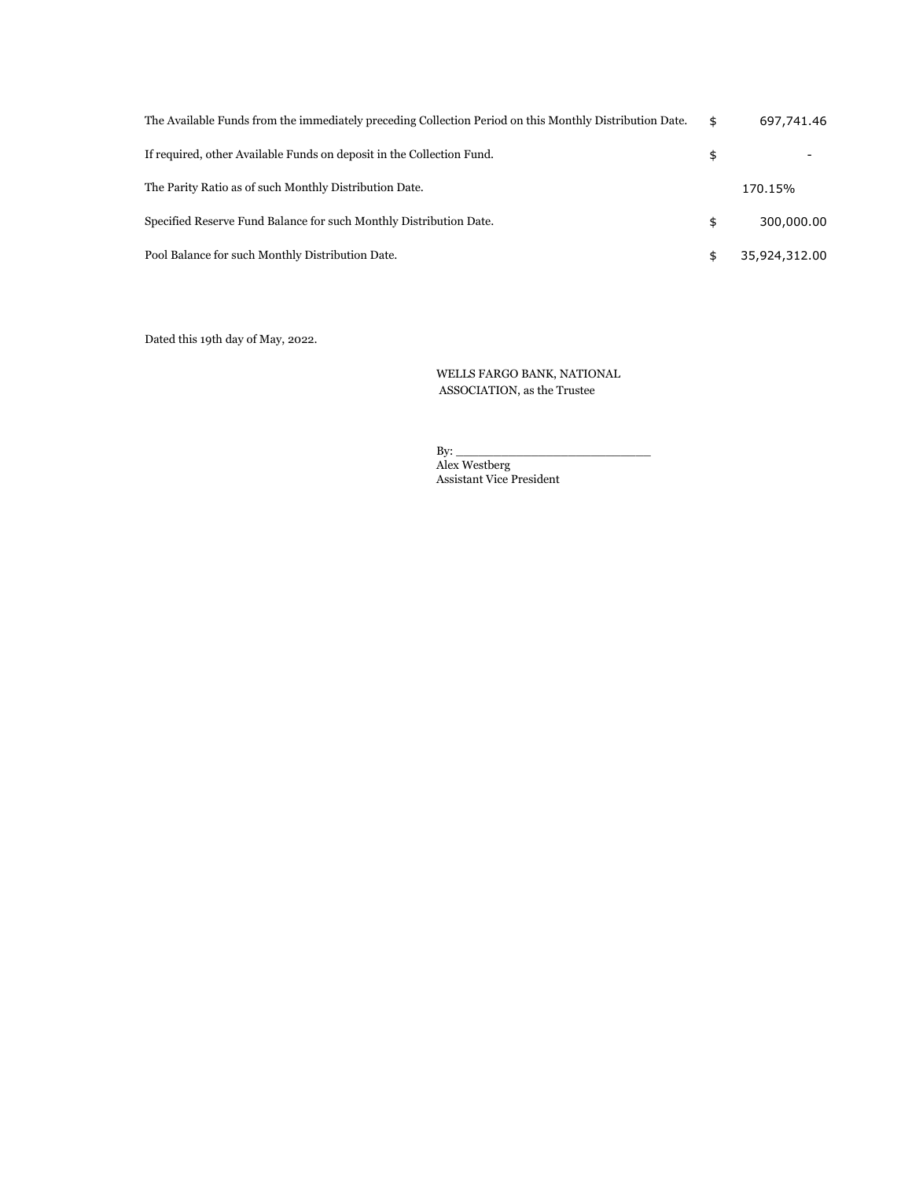| | | |
|---|---|---|
| The Available Funds from the immediately preceding Collection Period on this Monthly Distribution Date. | $ | 697,741.46 |
| If required, other Available Funds on deposit in the Collection Fund. | $ | - |
| The Parity Ratio as of such Monthly Distribution Date. | | 170.15% |
| Specified Reserve Fund Balance for such Monthly Distribution Date. | $ | 300,000.00 |
| Pool Balance for such Monthly Distribution Date. | $ | 35,924,312.00 |

Dated this 19th day of May, 2022.

WELLS FARGO BANK, NATIONAL ASSOCIATION, as the Trustee

By: ___________________________
Alex Westberg
Assistant Vice President